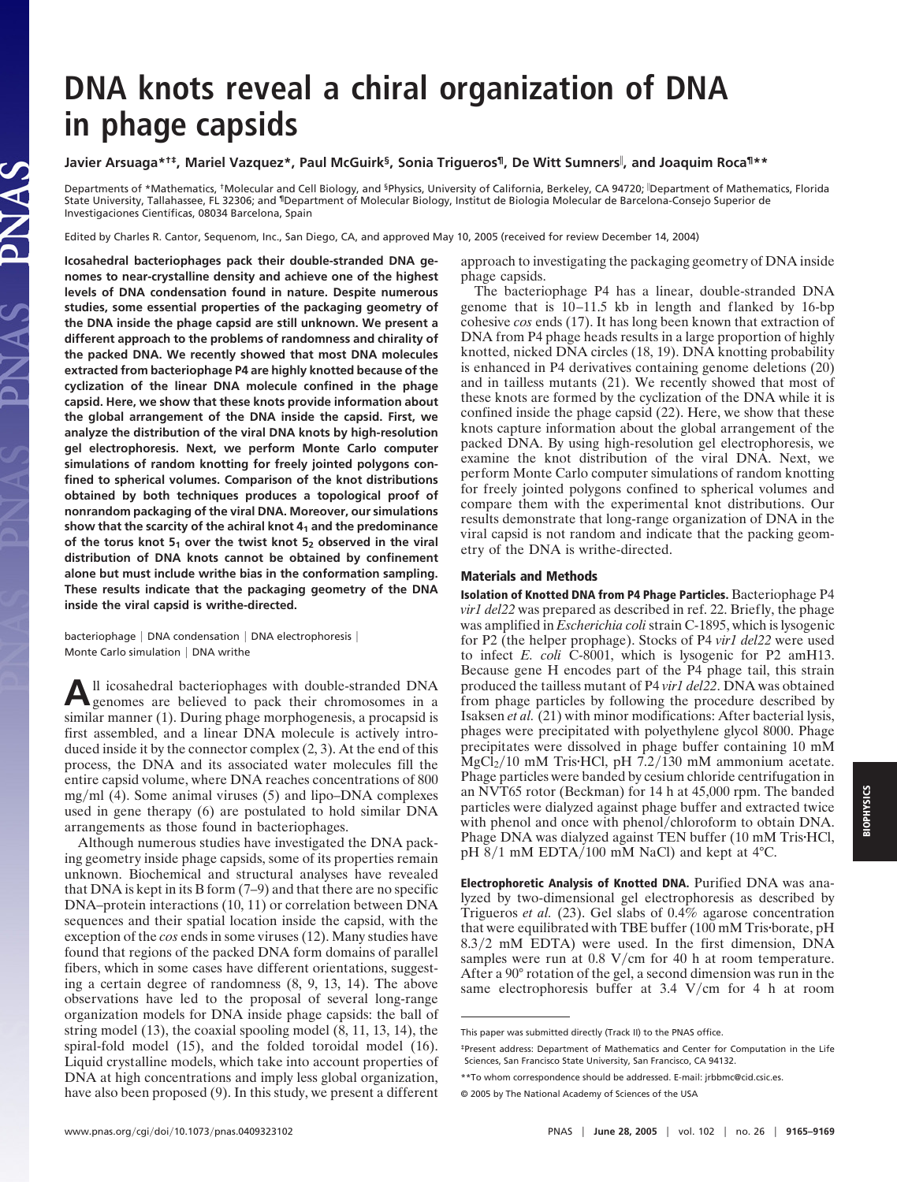# DNA knots reveal a chiral organization of DNA in phage capsids

**Javier Arsuaga*[†‡], Mariel Vazquez*, Paul McGuirk[§], Sonia Trigueros[¶], De Witt Sumners[‖], and Joaquim Roca[¶]****

Departments of *Mathematics, [†]Molecular and Cell Biology, and [§]Physics, University of California, Berkeley, CA 94720; [‖]Department of Mathematics, Florida State University, Tallahassee, FL 32306; and [¶]Department of Molecular Biology, Institut de Biologia Molecular de Barcelona-Consejo Superior de Investigaciones Científicas, 08034 Barcelona, Spain

Edited by Charles R. Cantor, Sequenom, Inc., San Diego, CA, and approved May 10, 2005 (received for review December 14, 2004)

**Icosahedral bacteriophages pack their double-stranded DNA genomes to near-crystalline density and achieve one of the highest levels of DNA condensation found in nature. Despite numerous studies, some essential properties of the packaging geometry of the DNA inside the phage capsid are still unknown. We present a different approach to the problems of randomness and chirality of the packed DNA. We recently showed that most DNA molecules extracted from bacteriophage P4 are highly knotted because of the cyclization of the linear DNA molecule confined in the phage capsid. Here, we show that these knots provide information about the global arrangement of the DNA inside the capsid. First, we analyze the distribution of the viral DNA knots by high-resolution gel electrophoresis. Next, we perform Monte Carlo computer simulations of random knotting for freely jointed polygons confined to spherical volumes. Comparison of the knot distributions obtained by both techniques produces a topological proof of nonrandom packaging of the viral DNA. Moreover, our simulations show that the scarcity of the achiral knot $4_1$ and the predominance of the torus knot $5_1$ over the twist knot $5_2$ observed in the viral distribution of DNA knots cannot be obtained by confinement alone but must include writhe bias in the conformation sampling. These results indicate that the packaging geometry of the DNA inside the viral capsid is writhe-directed.**

bacteriophage | DNA condensation | DNA electrophoresis | Monte Carlo simulation | DNA writhe

All icosahedral bacteriophages with double-stranded DNA genomes are believed to pack their chromosomes in a similar manner (1). During phage morphogenesis, a procapsid is first assembled, and a linear DNA molecule is actively introduced inside it by the connector complex (2, 3). At the end of this process, the DNA and its associated water molecules fill the entire capsid volume, where DNA reaches concentrations of 800 mg/ml (4). Some animal viruses (5) and lipo–DNA complexes used in gene therapy (6) are postulated to hold similar DNA arrangements as those found in bacteriophages.

Although numerous studies have investigated the DNA packing geometry inside phage capsids, some of its properties remain unknown. Biochemical and structural analyses have revealed that DNA is kept in its B form (7–9) and that there are no specific DNA–protein interactions (10, 11) or correlation between DNA sequences and their spatial location inside the capsid, with the exception of the *cos* ends in some viruses (12). Many studies have found that regions of the packed DNA form domains of parallel fibers, which in some cases have different orientations, suggesting a certain degree of randomness (8, 9, 13, 14). The above observations have led to the proposal of several long-range organization models for DNA inside phage capsids: the ball of string model (13), the coaxial spooling model (8, 11, 13, 14), the spiral-fold model (15), and the folded toroidal model (16). Liquid crystalline models, which take into account properties of DNA at high concentrations and imply less global organization, have also been proposed (9). In this study, we present a different approach to investigating the packaging geometry of DNA inside phage capsids.

The bacteriophage P4 has a linear, double-stranded DNA genome that is 10–11.5 kb in length and flanked by 16-bp cohesive *cos* ends (17). It has long been known that extraction of DNA from P4 phage heads results in a large proportion of highly knotted, nicked DNA circles (18, 19). DNA knotting probability is enhanced in P4 derivatives containing genome deletions (20) and in tailless mutants (21). We recently showed that most of these knots are formed by the cyclization of the DNA while it is confined inside the phage capsid (22). Here, we show that these knots capture information about the global arrangement of the packed DNA. By using high-resolution gel electrophoresis, we examine the knot distribution of the viral DNA. Next, we perform Monte Carlo computer simulations of random knotting for freely jointed polygons confined to spherical volumes and compare them with the experimental knot distributions. Our results demonstrate that long-range organization of DNA in the viral capsid is not random and indicate that the packing geometry of the DNA is writhe-directed.

## Materials and Methods

**Isolation of Knotted DNA from P4 Phage Particles.** Bacteriophage P4 *vir1 del22* was prepared as described in ref. 22. Briefly, the phage was amplified in *Escherichia coli* strain C-1895, which is lysogenic for P2 (the helper prophage). Stocks of P4 *vir1 del22* were used to infect *E. coli* C-8001, which is lysogenic for P2 amH13. Because gene H encodes part of the P4 phage tail, this strain produced the tailless mutant of P4 *vir1 del22*. DNA was obtained from phage particles by following the procedure described by Isaksen *et al.* (21) with minor modifications: After bacterial lysis, phages were precipitated with polyethylene glycol 8000. Phage precipitates were dissolved in phage buffer containing 10 mM $MgCl_2$/10 mM Tris·HCl, pH 7.2/130 mM ammonium acetate. Phage particles were banded by cesium chloride centrifugation in an NVT65 rotor (Beckman) for 14 h at 45,000 rpm. The banded particles were dialyzed against phage buffer and extracted twice with phenol and once with phenol/chloroform to obtain DNA. Phage DNA was dialyzed against TEN buffer (10 mM Tris·HCl, pH 8/1 mM EDTA/100 mM NaCl) and kept at 4°C.

**Electrophoretic Analysis of Knotted DNA.** Purified DNA was analyzed by two-dimensional gel electrophoresis as described by Trigueros *et al.* (23). Gel slabs of 0.4% agarose concentration that were equilibrated with TBE buffer (100 mM Tris·borate, pH 8.3/2 mM EDTA) were used. In the first dimension, DNA samples were run at 0.8 V/cm for 40 h at room temperature. After a 90° rotation of the gel, a second dimension was run in the same electrophoresis buffer at 3.4 V/cm for 4 h at room

This paper was submitted directly (Track II) to the PNAS office.

[‡]Present address: Department of Mathematics and Center for Computation in the Life Sciences, San Francisco State University, San Francisco, CA 94132.

**To whom correspondence should be addressed. E-mail: jrbbmc@cid.csic.es.

© 2005 by The National Academy of Sciences of the USA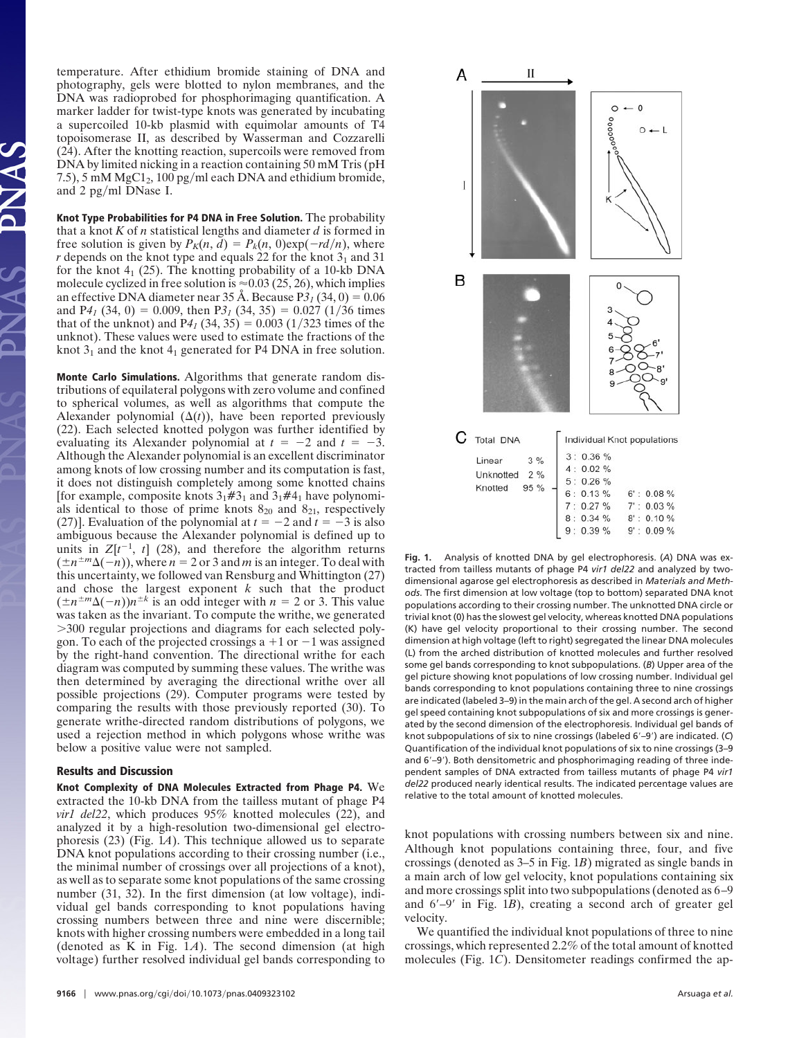temperature. After ethidium bromide staining of DNA and photography, gels were blotted to nylon membranes, and the DNA was radioprobed for phosphorimaging quantification. A marker ladder for twist-type knots was generated by incubating a supercoiled 10-kb plasmid with equimolar amounts of T4 topoisomerase II, as described by Wasserman and Cozzarelli (24). After the knotting reaction, supercoils were removed from DNA by limited nicking in a reaction containing 50 mM Tris (pH 7.5), 5 mM $MgCl_2$, 100 pg/ml each DNA and ethidium bromide, and 2 pg/ml DNase I.

**Knot Type Probabilities for P4 DNA in Free Solution.** The probability that a knot $K$ of $n$ statistical lengths and diameter $d$ is formed in free solution is given by $P_K(n, d) = P_k(n, 0)\exp(-rd/n)$, where $r$ depends on the knot type and equals 22 for the knot $3_1$ and 31 for the knot $4_1$ (25). The knotting probability of a 10-kb DNA molecule cyclized in free solution is ≈0.03 (25, 26), which implies an effective DNA diameter near 35 Å. Because $P3_1\,(34, 0) = 0.06$ and $P4_1\,(34, 0) = 0.009$, then $P3_1\,(34, 35) = 0.027$ (1/36 times that of the unknot) and $P4_1\,(34, 35) = 0.003$ (1/323 times of the unknot). These values were used to estimate the fractions of the knot $3_1$ and the knot $4_1$ generated for P4 DNA in free solution.

**Monte Carlo Simulations.** Algorithms that generate random distributions of equilateral polygons with zero volume and confined to spherical volumes, as well as algorithms that compute the Alexander polynomial ($\Delta(t)$), have been reported previously (22). Each selected knotted polygon was further identified by evaluating its Alexander polynomial at $t = -2$ and $t = -3$. Although the Alexander polynomial is an excellent discriminator among knots of low crossing number and its computation is fast, it does not distinguish completely among some knotted chains [for example, composite knots $3_1\#3_1$ and $3_1\#4_1$ have polynomials identical to those of prime knots $8_{20}$ and $8_{21}$, respectively (27)]. Evaluation of the polynomial at $t = -2$ and $t = -3$ is also ambiguous because the Alexander polynomial is defined up to units in $Z[t^{-1}, t]$ (28), and therefore the algorithm returns $(\pm n^{\pm m}\Delta(-n))$, where $n = 2$ or 3 and $m$ is an integer. To deal with this uncertainty, we followed van Rensburg and Whittington (27) and chose the largest exponent $k$ such that the product $(\pm n^{\pm m}\Delta(-n))n^{\pm k}$ is an odd integer with $n = 2$ or 3. This value was taken as the invariant. To compute the writhe, we generated >300 regular projections and diagrams for each selected polygon. To each of the projected crossings a +1 or −1 was assigned by the right-hand convention. The directional writhe for each diagram was computed by summing these values. The writhe was then determined by averaging the directional writhe over all possible projections (29). Computer programs were tested by comparing the results with those previously reported (30). To generate writhe-directed random distributions of polygons, we used a rejection method in which polygons whose writhe was below a positive value were not sampled.

## Results and Discussion

**Knot Complexity of DNA Molecules Extracted from Phage P4.** We extracted the 10-kb DNA from the tailless mutant of phage P4 *vir1 del22*, which produces 95% knotted molecules (22), and analyzed it by a high-resolution two-dimensional gel electrophoresis (23) (Fig. 1*A*). This technique allowed us to separate DNA knot populations according to their crossing number (i.e., the minimal number of crossings over all projections of a knot), as well as to separate some knot populations of the same crossing number (31, 32). In the first dimension (at low voltage), individual gel bands corresponding to knot populations having crossing numbers between three and nine were discernible; knots with higher crossing numbers were embedded in a long tail (denoted as K in Fig. 1*A*). The second dimension (at high voltage) further resolved individual gel bands corresponding to knot populations with crossing numbers between six and nine. Although knot populations containing three, four, and five crossings (denoted as 3–5 in Fig. 1*B*) migrated as single bands in a main arch of low gel velocity, knot populations containing six and more crossings split into two subpopulations (denoted as 6–9 and 6′–9′ in Fig. 1*B*), creating a second arch of greater gel velocity.

We quantified the individual knot populations of three to nine crossings, which represented 2.2% of the total amount of knotted molecules (Fig. 1*C*). Densitometer readings confirmed the ap-

| Total DNA | | Individual Knot populations | |
|---|---|---|---|
| Linear | 3 % | 3 : 0.36 % | |
| Unknotted | 2 % | 4 : 0.02 % | |
| Knotted | 95 % | 5 : 0.26 % | |
| | | 6 : 0.13 % | 6′ : 0.08 % |
| | | 7 : 0.27 % | 7′ : 0.03 % |
| | | 8 : 0.34 % | 8′ : 0.10 % |
| | | 9 : 0.39 % | 9′ : 0.09 % |

**Fig. 1.** Analysis of knotted DNA by gel electrophoresis. (*A*) DNA was extracted from tailless mutants of phage P4 *vir1 del22* and analyzed by two-dimensional agarose gel electrophoresis as described in *Materials and Methods*. The first dimension at low voltage (top to bottom) separated DNA knot populations according to their crossing number. The unknotted DNA circle or trivial knot (0) has the slowest gel velocity, whereas knotted DNA populations (K) have gel velocity proportional to their crossing number. The second dimension at high voltage (left to right) segregated the linear DNA molecules (L) from the arched distribution of knotted molecules and further resolved some gel bands corresponding to knot subpopulations. (*B*) Upper area of the gel picture showing knot populations of low crossing number. Individual gel bands corresponding to knot populations containing three to nine crossings are indicated (labeled 3–9) in the main arch of the gel. A second arch of higher gel speed containing knot subpopulations of six and more crossings is generated by the second dimension of the electrophoresis. Individual gel bands of knot subpopulations of six to nine crossings (labeled 6′–9′) are indicated. (*C*) Quantification of the individual knot populations of six to nine crossings (3–9 and 6′–9′). Both densitometric and phosphorimaging reading of three independent samples of DNA extracted from tailless mutants of phage P4 *vir1 del22* produced nearly identical results. The indicated percentage values are relative to the total amount of knotted molecules.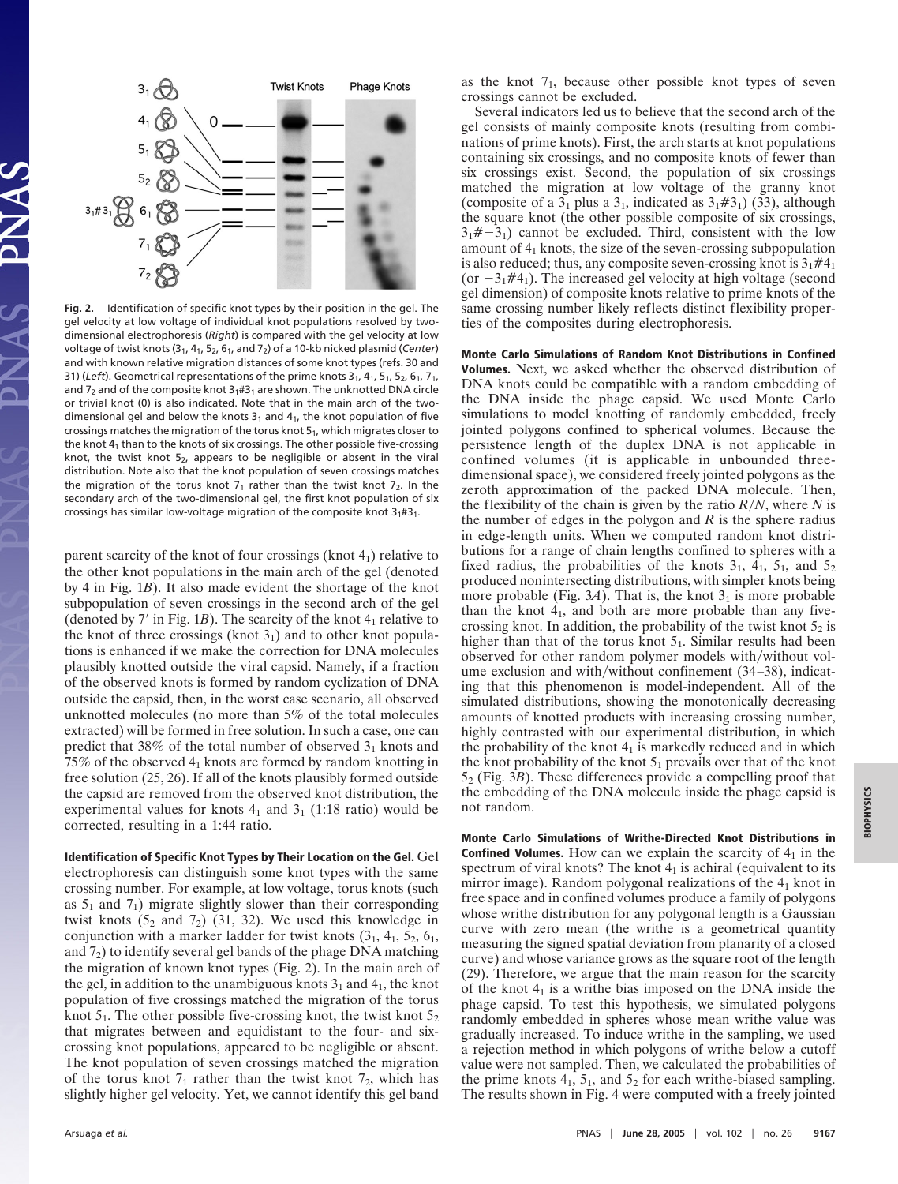3₁ 4₁ 5₁ 5₂ 3₁#3₁ 6₁ 7₁ 7₂

0

Twist Knots

Phage Knots

**Fig. 2.** Identification of specific knot types by their position in the gel. The gel velocity at low voltage of individual knot populations resolved by two-dimensional electrophoresis (*Right*) is compared with the gel velocity at low voltage of twist knots ($3_1$, $4_1$, $5_2$, $6_1$, and $7_2$) of a 10-kb nicked plasmid (*Center*) and with known relative migration distances of some knot types (refs. 30 and 31) (*Left*). Geometrical representations of the prime knots $3_1$, $4_1$, $5_1$, $5_2$, $6_1$, $7_1$, and $7_2$ and of the composite knot $3_1\#3_1$ are shown. The unknotted DNA circle or trivial knot (0) is also indicated. Note that in the main arch of the two-dimensional gel and below the knots $3_1$ and $4_1$, the knot population of five crossings matches the migration of the torus knot $5_1$, which migrates closer to the knot $4_1$ than to the knots of six crossings. The other possible five-crossing knot, the twist knot $5_2$, appears to be negligible or absent in the viral distribution. Note also that the knot population of seven crossings matches the migration of the torus knot $7_1$ rather than the twist knot $7_2$. In the secondary arch of the two-dimensional gel, the first knot population of six crossings has similar low-voltage migration of the composite knot $3_1\#3_1$.

parent scarcity of the knot of four crossings (knot $4_1$) relative to the other knot populations in the main arch of the gel (denoted by 4 in Fig. 1*B*). It also made evident the shortage of the knot subpopulation of seven crossings in the second arch of the gel (denoted by 7′ in Fig. 1*B*). The scarcity of the knot $4_1$ relative to the knot of three crossings (knot $3_1$) and to other knot populations is enhanced if we make the correction for DNA molecules plausibly knotted outside the viral capsid. Namely, if a fraction of the observed knots is formed by random cyclization of DNA outside the capsid, then, in the worst case scenario, all observed unknotted molecules (no more than 5% of the total molecules extracted) will be formed in free solution. In such a case, one can predict that 38% of the total number of observed $3_1$ knots and 75% of the observed $4_1$ knots are formed by random knotting in free solution (25, 26). If all of the knots plausibly formed outside the capsid are removed from the observed knot distribution, the experimental values for knots $4_1$ and $3_1$ (1:18 ratio) would be corrected, resulting in a 1:44 ratio.

**Identification of Specific Knot Types by Their Location on the Gel.** Gel electrophoresis can distinguish some knot types with the same crossing number. For example, at low voltage, torus knots (such as $5_1$ and $7_1$) migrate slightly slower than their corresponding twist knots ($5_2$ and $7_2$) (31, 32). We used this knowledge in conjunction with a marker ladder for twist knots ($3_1$, $4_1$, $5_2$, $6_1$, and $7_2$) to identify several gel bands of the phage DNA matching the migration of known knot types (Fig. 2). In the main arch of the gel, in addition to the unambiguous knots $3_1$ and $4_1$, the knot population of five crossings matched the migration of the torus knot $5_1$. The other possible five-crossing knot, the twist knot $5_2$ that migrates between and equidistant to the four- and six-crossing knot populations, appeared to be negligible or absent. The knot population of seven crossings matched the migration of the torus knot $7_1$ rather than the twist knot $7_2$, which has slightly higher gel velocity. Yet, we cannot identify this gel band as the knot $7_1$, because other possible knot types of seven crossings cannot be excluded.

Several indicators led us to believe that the second arch of the gel consists of mainly composite knots (resulting from combinations of prime knots). First, the arch starts at knot populations containing six crossings, and no composite knots of fewer than six crossings exist. Second, the population of six crossings matched the migration at low voltage of the granny knot (composite of a $3_1$ plus a $3_1$, indicated as $3_1\#3_1$) (33), although the square knot (the other possible composite of six crossings, $3_1\#-3_1$) cannot be excluded. Third, consistent with the low amount of $4_1$ knots, the size of the seven-crossing subpopulation is also reduced; thus, any composite seven-crossing knot is $3_1\#4_1$ (or $-3_1\#4_1$). The increased gel velocity at high voltage (second gel dimension) of composite knots relative to prime knots of the same crossing number likely reflects distinct flexibility properties of the composites during electrophoresis.

**Monte Carlo Simulations of Random Knot Distributions in Confined Volumes.** Next, we asked whether the observed distribution of DNA knots could be compatible with a random embedding of the DNA inside the phage capsid. We used Monte Carlo simulations to model knotting of randomly embedded, freely jointed polygons confined to spherical volumes. Because the persistence length of the duplex DNA is not applicable in confined volumes (it is applicable in unbounded three-dimensional space), we considered freely jointed polygons as the zeroth approximation of the packed DNA molecule. Then, the flexibility of the chain is given by the ratio $R/N$, where $N$ is the number of edges in the polygon and $R$ is the sphere radius in edge-length units. When we computed random knot distributions for a range of chain lengths confined to spheres with a fixed radius, the probabilities of the knots $3_1$, $4_1$, $5_1$, and $5_2$ produced nonintersecting distributions, with simpler knots being more probable (Fig. 3*A*). That is, the knot $3_1$ is more probable than the knot $4_1$, and both are more probable than any five-crossing knot. In addition, the probability of the twist knot $5_2$ is higher than that of the torus knot $5_1$. Similar results had been observed for other random polymer models with/without volume exclusion and with/without confinement (34–38), indicating that this phenomenon is model-independent. All of the simulated distributions, showing the monotonically decreasing amounts of knotted products with increasing crossing number, highly contrasted with our experimental distribution, in which the probability of the knot $4_1$ is markedly reduced and in which the knot probability of the knot $5_1$ prevails over that of the knot $5_2$ (Fig. 3*B*). These differences provide a compelling proof that the embedding of the DNA molecule inside the phage capsid is not random.

**Monte Carlo Simulations of Writhe-Directed Knot Distributions in Confined Volumes.** How can we explain the scarcity of $4_1$ in the spectrum of viral knots? The knot $4_1$ is achiral (equivalent to its mirror image). Random polygonal realizations of the $4_1$ knot in free space and in confined volumes produce a family of polygons whose writhe distribution for any polygonal length is a Gaussian curve with zero mean (the writhe is a geometrical quantity measuring the signed spatial deviation from planarity of a closed curve) and whose variance grows as the square root of the length (29). Therefore, we argue that the main reason for the scarcity of the knot $4_1$ is a writhe bias imposed on the DNA inside the phage capsid. To test this hypothesis, we simulated polygons randomly embedded in spheres whose mean writhe value was gradually increased. To induce writhe in the sampling, we used a rejection method in which polygons of writhe below a cutoff value were not sampled. Then, we calculated the probabilities of the prime knots $4_1$, $5_1$, and $5_2$ for each writhe-biased sampling. The results shown in Fig. 4 were computed with a freely jointed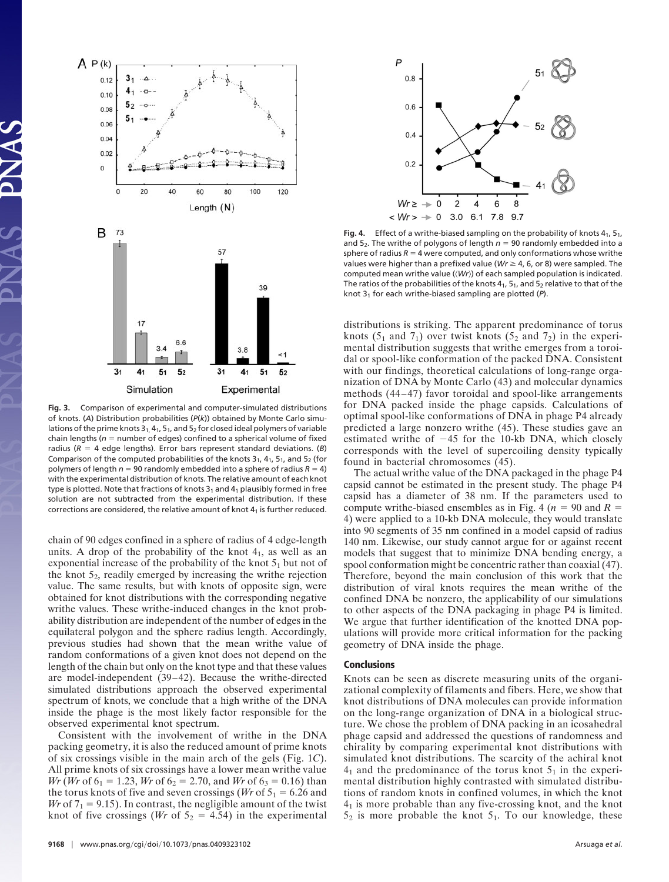Fig. 3. Comparison of experimental and computer-simulated distributions of knots. (A) Distribution probabilities ($P(k)$) obtained by Monte Carlo simulations for the prime knots $3_1$, $4_1$, $5_1$, and $5_2$ for closed ideal polymers of variable chain lengths ($n$ = number of edges) confined to a spherical volume of fixed radius ($R$ = 4 edge lengths). Error bars represent standard deviations. (B) Comparison of the computed probabilities of the knots $3_1$, $4_1$, $5_1$, and $5_2$ (for polymers of length $n$ = 90 randomly embedded into a sphere of radius $R$ = 4) with the experimental distribution of knots. The relative amount of each knot type is plotted. Note that fractions of knots $3_1$ and $4_1$ plausibly formed in free solution are not subtracted from the experimental distribution. If these corrections are considered, the relative amount of knot $4_1$ is further reduced.

Fig. 4. Effect of a writhe-biased sampling on the probability of knots $4_1$, $5_1$, and $5_2$. The writhe of polygons of length $n$ = 90 randomly embedded into a sphere of radius $R$ = 4 were computed, and only conformations whose writhe values were higher than a prefixed value ($Wr \geq 4$, 6, or 8) were sampled. The computed mean writhe value ($\langle Wr \rangle$) of each sampled population is indicated. The ratios of the probabilities of the knots $4_1$, $5_1$, and $5_2$ relative to that of the knot $3_1$ for each writhe-biased sampling are plotted ($P$).

chain of 90 edges confined in a sphere of radius of 4 edge-length units. A drop of the probability of the knot $4_1$, as well as an exponential increase of the probability of the knot $5_1$ but not of the knot $5_2$, readily emerged by increasing the writhe rejection value. The same results, but with knots of opposite sign, were obtained for knot distributions with the corresponding negative writhe values. These writhe-induced changes in the knot probability distribution are independent of the number of edges in the equilateral polygon and the sphere radius length. Accordingly, previous studies had shown that the mean writhe value of random conformations of a given knot does not depend on the length of the chain but only on the knot type and that these values are model-independent (39–42). Because the writhe-directed simulated distributions approach the observed experimental spectrum of knots, we conclude that a high writhe of the DNA inside the phage is the most likely factor responsible for the observed experimental knot spectrum.

Consistent with the involvement of writhe in the DNA packing geometry, it is also the reduced amount of prime knots of six crossings visible in the main arch of the gels (Fig. 1C). All prime knots of six crossings have a lower mean writhe value $Wr$ ($Wr$ of $6_1$ = 1.23, $Wr$ of $6_2$ = 2.70, and $Wr$ of $6_3$ = 0.16) than the torus knots of five and seven crossings ($Wr$ of $5_1$ = 6.26 and $Wr$ of $7_1$ = 9.15). In contrast, the negligible amount of the twist knot of five crossings ($Wr$ of $5_2$ = 4.54) in the experimental distributions is striking. The apparent predominance of torus knots ($5_1$ and $7_1$) over twist knots ($5_2$ and $7_2$) in the experimental distribution suggests that writhe emerges from a toroidal or spool-like conformation of the packed DNA. Consistent with our findings, theoretical calculations of long-range organization of DNA by Monte Carlo (43) and molecular dynamics methods (44–47) favor toroidal and spool-like arrangements for DNA packed inside the phage capsids. Calculations of optimal spool-like conformations of DNA in phage P4 already predicted a large nonzero writhe (45). These studies gave an estimated writhe of −45 for the 10-kb DNA, which closely corresponds with the level of supercoiling density typically found in bacterial chromosomes (45).

The actual writhe value of the DNA packaged in the phage P4 capsid cannot be estimated in the present study. The phage P4 capsid has a diameter of 38 nm. If the parameters used to compute writhe-biased ensembles as in Fig. 4 ($n$ = 90 and $R$ = 4) were applied to a 10-kb DNA molecule, they would translate into 90 segments of 35 nm confined in a model capsid of radius 140 nm. Likewise, our study cannot argue for or against recent models that suggest that to minimize DNA bending energy, a spool conformation might be concentric rather than coaxial (47). Therefore, beyond the main conclusion of this work that the distribution of viral knots requires the mean writhe of the confined DNA be nonzero, the applicability of our simulations to other aspects of the DNA packaging in phage P4 is limited. We argue that further identification of the knotted DNA populations will provide more critical information for the packing geometry of DNA inside the phage.

## Conclusions

Knots can be seen as discrete measuring units of the organizational complexity of filaments and fibers. Here, we show that knot distributions of DNA molecules can provide information on the long-range organization of DNA in a biological structure. We chose the problem of DNA packing in an icosahedral phage capsid and addressed the questions of randomness and chirality by comparing experimental knot distributions with simulated knot distributions. The scarcity of the achiral knot $4_1$ and the predominance of the torus knot $5_1$ in the experimental distribution highly contrasted with simulated distributions of random knots in confined volumes, in which the knot $4_1$ is more probable than any five-crossing knot, and the knot $5_2$ is more probable the knot $5_1$. To our knowledge, these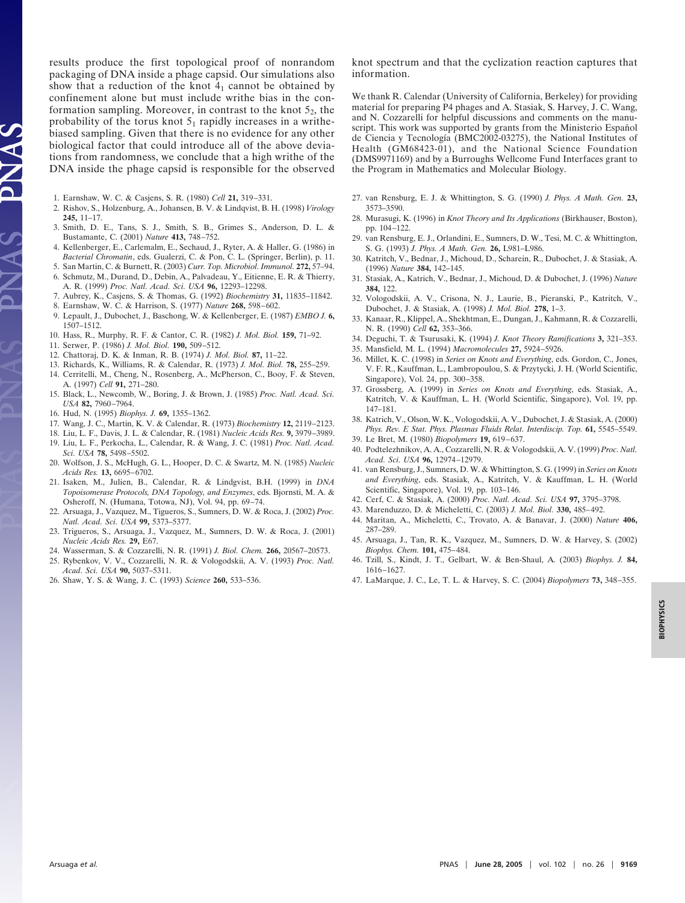results produce the first topological proof of nonrandom packaging of DNA inside a phage capsid. Our simulations also show that a reduction of the knot $4_1$ cannot be obtained by confinement alone but must include writhe bias in the conformation sampling. Moreover, in contrast to the knot $5_2$, the probability of the torus knot $5_1$ rapidly increases in a writhe-biased sampling. Given that there is no evidence for any other biological factor that could introduce all of the above deviations from randomness, we conclude that a high writhe of the DNA inside the phage capsid is responsible for the observed knot spectrum and that the cyclization reaction captures that information.

We thank R. Calendar (University of California, Berkeley) for providing material for preparing P4 phages and A. Stasiak, S. Harvey, J. C. Wang, and N. Cozzarelli for helpful discussions and comments on the manuscript. This work was supported by grants from the Ministerio Español de Ciencia y Tecnología (BMC2002-03275), the National Institutes of Health (GM68423-01), and the National Science Foundation (DMS9971169) and by a Burroughs Wellcome Fund Interfaces grant to the Program in Mathematics and Molecular Biology.

1. Earnshaw, W. C. & Casjens, S. R. (1980) *Cell* **21,** 319–331.
2. Rishov, S., Holzenburg, A., Johansen, B. V. & Lindqvist, B. H. (1998) *Virology* **245,** 11–17.
3. Smith, D. E., Tans, S. J., Smith, S. B., Grimes S., Anderson, D. L. & Bustamante, C. (2001) *Nature* **413,** 748–752.
4. Kellenberger, E., Carlemalm, E., Sechaud, J., Ryter, A. & Haller, G. (1986) in *Bacterial Chromatin*, eds. Gualerzi, C. & Pon, C. L. (Springer, Berlin), p. 11.
5. San Martin, C. & Burnett, R. (2003) *Curr. Top. Microbiol. Immunol.* **272,** 57–94.
6. Schmutz, M., Durand, D., Debin, A., Palvadeau, Y., Eitienne, E. R. & Thierry, A. R. (1999) *Proc. Natl. Acad. Sci. USA* **96,** 12293–12298.
7. Aubrey, K., Casjens, S. & Thomas, G. (1992) *Biochemistry* **31,** 11835–11842.
8. Earnshaw, W. C. & Harrison, S. (1977) *Nature* **268,** 598–602.
9. Lepault, J., Dubochet, J., Baschong, W. & Kellenberger, E. (1987) *EMBO J.* **6,** 1507–1512.
10. Hass, R., Murphy, R. F. & Cantor, C. R. (1982) *J. Mol. Biol.* **159,** 71–92.
11. Serwer, P. (1986) *J. Mol. Biol.* **190,** 509–512.
12. Chattoraj, D. K. & Inman, R. B. (1974) *J. Mol. Biol.* **87,** 11–22.
13. Richards, K., Williams, R. & Calendar, R. (1973) *J. Mol. Biol.* **78,** 255–259.
14. Cerritelli, M., Cheng, N., Rosenberg, A., McPherson, C., Booy, F. & Steven, A. (1997) *Cell* **91,** 271–280.
15. Black, L., Newcomb, W., Boring, J. & Brown, J. (1985) *Proc. Natl. Acad. Sci. USA* **82,** 7960–7964.
16. Hud, N. (1995) *Biophys. J.* **69,** 1355–1362.
17. Wang, J. C., Martin, K. V. & Calendar, R. (1973) *Biochemistry* **12,** 2119–2123.
18. Liu, L. F., Davis, J. L. & Calendar, R. (1981) *Nucleic Acids Res.* **9,** 3979–3989.
19. Liu, L. F., Perkocha, L., Calendar, R. & Wang, J. C. (1981) *Proc. Natl. Acad. Sci. USA* **78,** 5498–5502.
20. Wolfson, J. S., McHugh, G. L., Hooper, D. C. & Swartz, M. N. (1985) *Nucleic Acids Res.* **13,** 6695–6702.
21. Isaken, M., Julien, B., Calendar, R. & Lindgvist, B.H. (1999) in *DNA Topoisomerase Protocols, DNA Topology, and Enzymes*, eds. Bjornsti, M. A. & Osheroff, N. (Humana, Totowa, NJ), Vol. 94, pp. 69–74.
22. Arsuaga, J., Vazquez, M., Tigueros, S., Sumners, D. W. & Roca, J. (2002) *Proc. Natl. Acad. Sci. USA* **99,** 5373–5377.
23. Trigueros, S., Arsuaga, J., Vazquez, M., Sumners, D. W. & Roca, J. (2001) *Nucleic Acids Res.* **29,** E67.
24. Wasserman, S. & Cozzarelli, N. R. (1991) *J. Biol. Chem.* **266,** 20567–20573.
25. Rybenkov, V. V., Cozzarelli, N. R. & Vologodskii, A. V. (1993) *Proc. Natl. Acad. Sci. USA* **90,** 5037–5311.
26. Shaw, Y. S. & Wang, J. C. (1993) *Science* **260,** 533–536.
27. van Rensburg, E. J. & Whittington, S. G. (1990) *J. Phys. A Math. Gen.* **23,** 3573–3590.
28. Murasugi, K. (1996) in *Knot Theory and Its Applications* (Birkhauser, Boston), pp. 104–122.
29. van Rensburg, E. J., Orlandini, E., Sumners, D. W., Tesi, M. C. & Whittington, S. G. (1993) *J. Phys. A Math. Gen.* **26,** L981–L986.
30. Katritch, V., Bednar, J., Michoud, D., Scharein, R., Dubochet, J. & Stasiak, A. (1996) *Nature* **384,** 142–145.
31. Stasiak, A., Katrich, V., Bednar, J., Michoud, D. & Dubochet, J. (1996) *Nature* **384,** 122.
32. Vologodskii, A. V., Crisona, N. J., Laurie, B., Pieranski, P., Katritch, V., Dubochet, J. & Stasiak, A. (1998) *J. Mol. Biol.* **278,** 1–3.
33. Kanaar, R., Klippel, A., Shekhtman, E., Dungan, J., Kahmann, R. & Cozzarelli, N. R. (1990) *Cell* **62,** 353–366.
34. Deguchi, T. & Tsurusaki, K. (1994) *J. Knot Theory Ramifications* **3,** 321–353.
35. Mansfield, M. L. (1994) *Macromolecules* **27,** 5924–5926.
36. Millet, K. C. (1998) in *Series on Knots and Everything*, eds. Gordon, C., Jones, V. F. R., Kauffman, L., Lambropoulou, S. & Przytycki, J. H. (World Scientific, Singapore), Vol. 24, pp. 300–358.
37. Grossberg, A. (1999) in *Series on Knots and Everything*, eds. Stasiak, A., Katritch, V. & Kauffman, L. H. (World Scientific, Singapore), Vol. 19, pp. 147–181.
38. Katrich, V., Olson, W. K., Vologodskii, A. V., Dubochet, J. & Stasiak, A. (2000) *Phys. Rev. E Stat. Phys. Plasmas Fluids Relat. Interdiscip. Top.* **61,** 5545–5549.
39. Le Bret, M. (1980) *Biopolymers* **19,** 619–637.
40. Podtelezhnikov, A. A., Cozzarelli, N. R. & Vologodskii, A. V. (1999) *Proc. Natl. Acad. Sci. USA* **96,** 12974–12979.
41. van Rensburg, J., Sumners, D. W. & Whittington, S. G. (1999) in *Series on Knots and Everything*, eds. Stasiak, A., Katritch, V. & Kauffman, L. H. (World Scientific, Singapore), Vol. 19, pp. 103–146.
42. Cerf, C. & Stasiak, A. (2000) *Proc. Natl. Acad. Sci. USA* **97,** 3795–3798.
43. Marenduzzo, D. & Micheletti, C. (2003) *J. Mol. Biol.* **330,** 485–492.
44. Maritan, A., Micheletti, C., Trovato, A. & Banavar, J. (2000) *Nature* **406,** 287–289.
45. Arsuaga, J., Tan, R. K., Vazquez, M., Sumners, D. W. & Harvey, S. (2002) *Biophys. Chem.* **101,** 475–484.
46. Tzill, S., Kindt, J. T., Gelbart, W. & Ben-Shaul, A. (2003) *Biophys. J.* **84,** 1616–1627.
47. LaMarque, J. C., Le, T. L. & Harvey, S. C. (2004) *Biopolymers* **73,** 348–355.